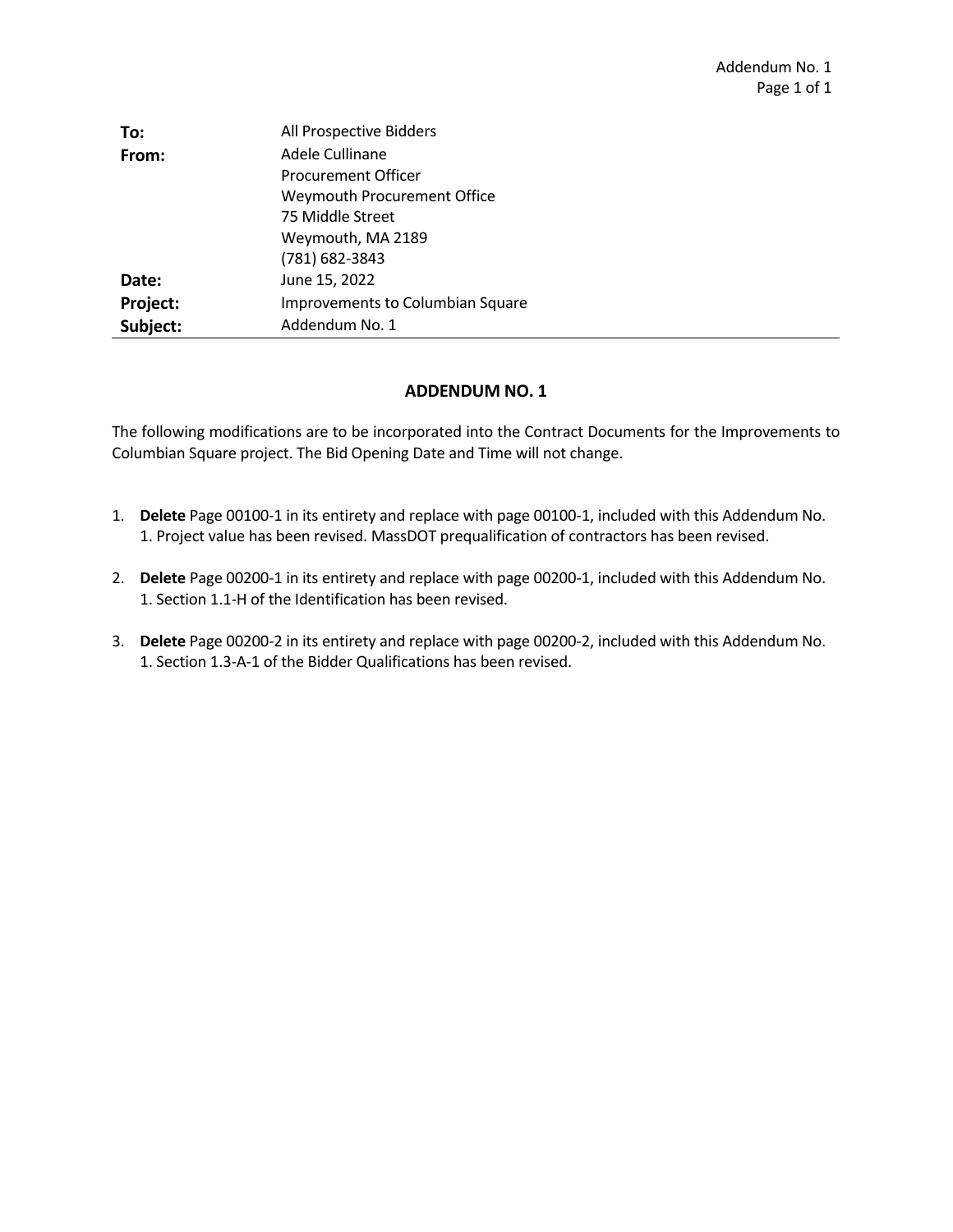| | |
|---|---|
| **To:** | All Prospective Bidders |
| **From:** | Adele Cullinane<br>Procurement Officer<br>Weymouth Procurement Office<br>75 Middle Street<br>Weymouth, MA 2189<br>(781) 682-3843 |
| **Date:** | June 15, 2022 |
| **Project:** | Improvements to Columbian Square |
| **Subject:** | Addendum No. 1 |

## ADDENDUM NO. 1

The following modifications are to be incorporated into the Contract Documents for the Improvements to Columbian Square project. The Bid Opening Date and Time will not change.

1. **Delete** Page 00100-1 in its entirety and replace with page 00100-1, included with this Addendum No. 1. Project value has been revised. MassDOT prequalification of contractors has been revised.

2. **Delete** Page 00200-1 in its entirety and replace with page 00200-1, included with this Addendum No. 1. Section 1.1-H of the Identification has been revised.

3. **Delete** Page 00200-2 in its entirety and replace with page 00200-2, included with this Addendum No. 1. Section 1.3-A-1 of the Bidder Qualifications has been revised.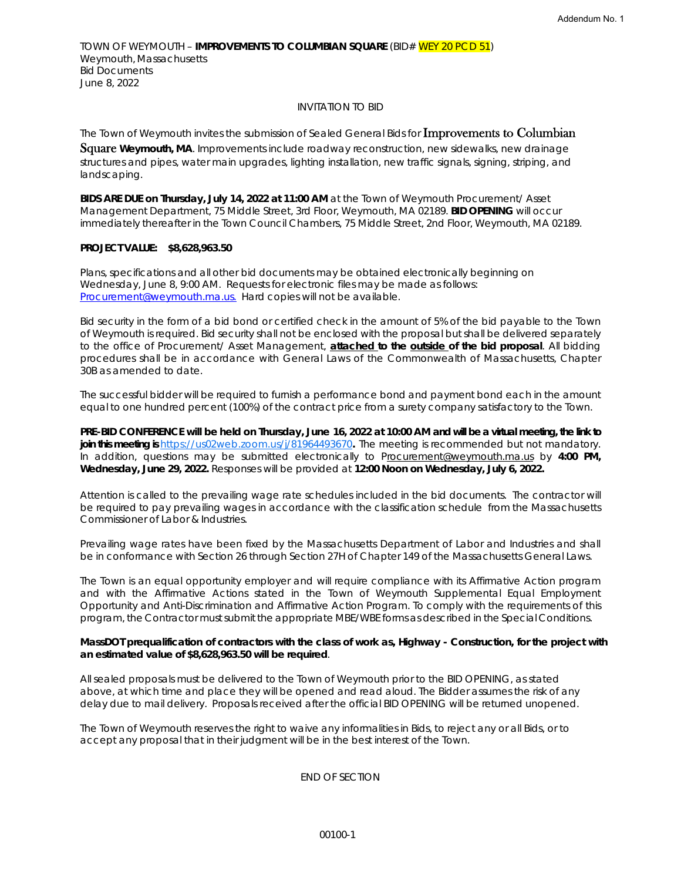TOWN OF WEYMOUTH – **IMPROVEMENTS TO COLUMBIAN SQUARE** (BID# WEY 20 PCD 51)
Weymouth, Massachusetts
Bid Documents
June 8, 2022

INVITATION TO BID

The Town of Weymouth invites the submission of Sealed General Bids for Improvements to Columbian Square **Weymouth, MA**. Improvements include roadway reconstruction, new sidewalks, new drainage structures and pipes, water main upgrades, lighting installation, new traffic signals, signing, striping, and landscaping.

**BIDS ARE DUE on Thursday, July 14, 2022 at 11:00 AM** at the Town of Weymouth Procurement/ Asset Management Department, 75 Middle Street, 3rd Floor, Weymouth, MA 02189. **BID OPENING** will occur immediately thereafter in the Town Council Chambers, 75 Middle Street, 2nd Floor, Weymouth, MA 02189.

**PROJECT VALUE: $8,628,963.50**

Plans, specifications and all other bid documents may be obtained electronically beginning on Wednesday, June 8, 9:00 AM. Requests for electronic files may be made as follows: Procurement@weymouth.ma.us. Hard copies will not be available.

Bid security in the form of a bid bond or certified check in the amount of 5% of the bid payable to the Town of Weymouth is required. Bid security shall not be enclosed with the proposal but shall be delivered separately to the office of Procurement/ Asset Management, **attached to the outside of the bid proposal**. All bidding procedures shall be in accordance with General Laws of the Commonwealth of Massachusetts, Chapter 30B as amended to date.

The successful bidder will be required to furnish a performance bond and payment bond each in the amount equal to one hundred percent (100%) of the contract price from a surety company satisfactory to the Town.

**PRE-BID CONFERENCE will be held on Thursday, June 16, 2022 at 10:00 AM and will be a virtual meeting, the link to join this meeting is** https://us02web.zoom.us/j/81964493670**.** The meeting is recommended but not mandatory. In addition, questions may be submitted electronically to Procurement@weymouth.ma.us by **4:00 PM, Wednesday, June 29, 2022.** Responses will be provided at **12:00 Noon on Wednesday, July 6, 2022.**

Attention is called to the prevailing wage rate schedules included in the bid documents. The contractor will be required to pay prevailing wages in accordance with the classification schedule from the Massachusetts Commissioner of Labor & Industries.

Prevailing wage rates have been fixed by the Massachusetts Department of Labor and Industries and shall be in conformance with Section 26 through Section 27H of Chapter 149 of the Massachusetts General Laws.

The Town is an equal opportunity employer and will require compliance with its Affirmative Action program and with the Affirmative Actions stated in the Town of Weymouth Supplemental Equal Employment Opportunity and Anti-Discrimination and Affirmative Action Program. To comply with the requirements of this program, the Contractor must submit the appropriate MBE/WBE forms as described in the Special Conditions.

**MassDOT prequalification of contractors with the class of work as, Highway - Construction, for the project with an estimated value of $8,628,963.50 will be required**.

All sealed proposals must be delivered to the Town of Weymouth prior to the BID OPENING, as stated above, at which time and place they will be opened and read aloud. The Bidder assumes the risk of any delay due to mail delivery. Proposals received after the official BID OPENING will be returned unopened.

The Town of Weymouth reserves the right to waive any informalities in Bids, to reject any or all Bids, or to accept any proposal that in their judgment will be in the best interest of the Town.

END OF SECTION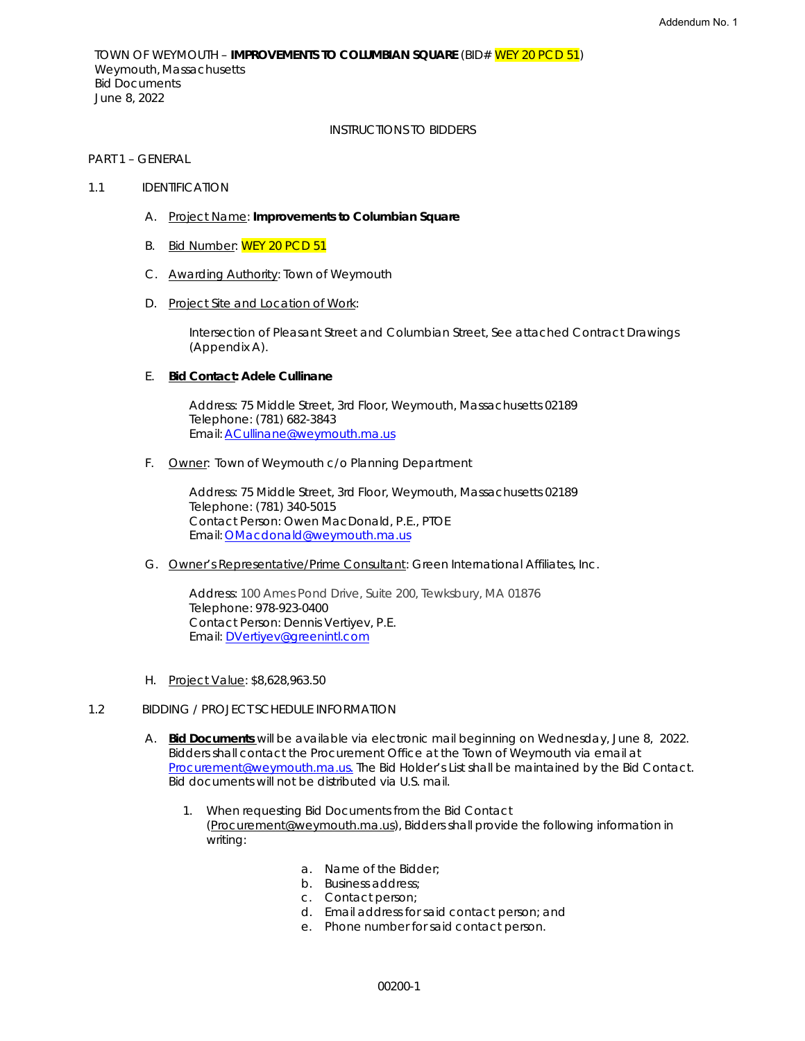TOWN OF WEYMOUTH – **IMPROVEMENTS TO COLUMBIAN SQUARE** (BID# WEY 20 PCD 51)
Weymouth, Massachusetts
Bid Documents
June 8, 2022

## INSTRUCTIONS TO BIDDERS

### PART 1 – GENERAL

#### 1.1 IDENTIFICATION

A. Project Name: **Improvements to Columbian Square**

B. Bid Number: WEY 20 PCD 51

C. Awarding Authority: Town of Weymouth

D. Project Site and Location of Work:

Intersection of Pleasant Street and Columbian Street, See attached Contract Drawings (Appendix A).

E. **Bid Contact: Adele Cullinane**

Address: 75 Middle Street, 3rd Floor, Weymouth, Massachusetts 02189
Telephone: (781) 682-3843
Email: ACullinane@weymouth.ma.us

F. Owner: Town of Weymouth c/o Planning Department

Address: 75 Middle Street, 3rd Floor, Weymouth, Massachusetts 02189
Telephone: (781) 340-5015
Contact Person: Owen MacDonald, P.E., PTOE
Email: OMacdonald@weymouth.ma.us

G. Owner's Representative/Prime Consultant: Green International Affiliates, Inc.

Address: 100 Ames Pond Drive, Suite 200, Tewksbury, MA 01876
Telephone: 978-923-0400
Contact Person: Dennis Vertiyev, P.E.
Email: DVertiyev@greenintl.com

H. Project Value: $8,628,963.50

#### 1.2 BIDDING / PROJECT SCHEDULE INFORMATION

A. **Bid Documents** will be available via electronic mail beginning on Wednesday, June 8, 2022. Bidders shall contact the Procurement Office at the Town of Weymouth via email at Procurement@weymouth.ma.us. The Bid Holder's List shall be maintained by the Bid Contact. Bid documents will not be distributed via U.S. mail.

1. When requesting Bid Documents from the Bid Contact (Procurement@weymouth.ma.us), Bidders shall provide the following information in writing:

    a. Name of the Bidder;
    b. Business address;
    c. Contact person;
    d. Email address for said contact person; and
    e. Phone number for said contact person.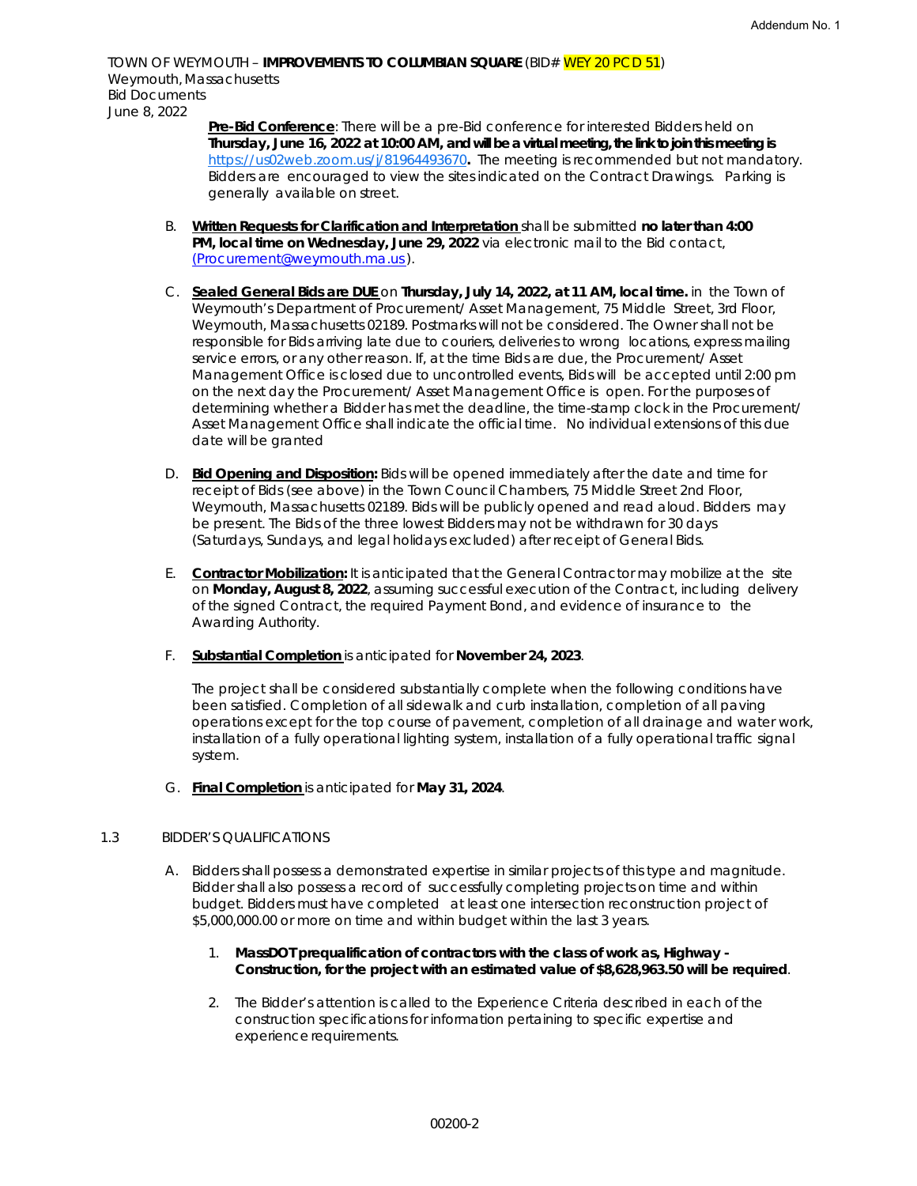**Pre-Bid Conference**: There will be a pre-Bid conference for interested Bidders held on **Thursday, June 16, 2022 at 10:00 AM, and will be a virtual meeting, the link to join this meeting is** https://us02web.zoom.us/j/81964493670**.** The meeting is recommended but not mandatory. Bidders are encouraged to view the sites indicated on the Contract Drawings. Parking is generally available on street.

B. **Written Requests for Clarification and Interpretation** shall be submitted **no later than 4:00 PM, local time on Wednesday, June 29, 2022** via electronic mail to the Bid contact, (Procurement@weymouth.ma.us).

C. **Sealed General Bids are DUE** on **Thursday, July 14, 2022, at 11 AM, local time.** in the Town of Weymouth's Department of Procurement/ Asset Management, 75 Middle Street, 3rd Floor, Weymouth, Massachusetts 02189. Postmarks will not be considered. The Owner shall not be responsible for Bids arriving late due to couriers, deliveries to wrong locations, express mailing service errors, or any other reason. If, at the time Bids are due, the Procurement/ Asset Management Office is closed due to uncontrolled events, Bids will be accepted until 2:00 pm on the next day the Procurement/ Asset Management Office is open. For the purposes of determining whether a Bidder has met the deadline, the time-stamp clock in the Procurement/ Asset Management Office shall indicate the official time. No individual extensions of this due date will be granted

D. **Bid Opening and Disposition:** Bids will be opened immediately after the date and time for receipt of Bids (see above) in the Town Council Chambers, 75 Middle Street 2nd Floor, Weymouth, Massachusetts 02189. Bids will be publicly opened and read aloud. Bidders may be present. The Bids of the three lowest Bidders may not be withdrawn for 30 days (Saturdays, Sundays, and legal holidays excluded) after receipt of General Bids.

E. **Contractor Mobilization:** It is anticipated that the General Contractor may mobilize at the site on **Monday, August 8, 2022**, assuming successful execution of the Contract, including delivery of the signed Contract, the required Payment Bond, and evidence of insurance to the Awarding Authority.

F. **Substantial Completion** is anticipated for **November 24, 2023**.

The project shall be considered substantially complete when the following conditions have been satisfied. Completion of all sidewalk and curb installation, completion of all paving operations except for the top course of pavement, completion of all drainage and water work, installation of a fully operational lighting system, installation of a fully operational traffic signal system.

G. **Final Completion** is anticipated for **May 31, 2024**.

## 1.3 BIDDER'S QUALIFICATIONS

A. Bidders shall possess a demonstrated expertise in similar projects of this type and magnitude. Bidder shall also possess a record of successfully completing projects on time and within budget. Bidders must have completed at least one intersection reconstruction project of $5,000,000.00 or more on time and within budget within the last 3 years.

1. **MassDOT prequalification of contractors with the class of work as, Highway - Construction, for the project with an estimated value of $8,628,963.50 will be required**.

2. The Bidder's attention is called to the Experience Criteria described in each of the construction specifications for information pertaining to specific expertise and experience requirements.